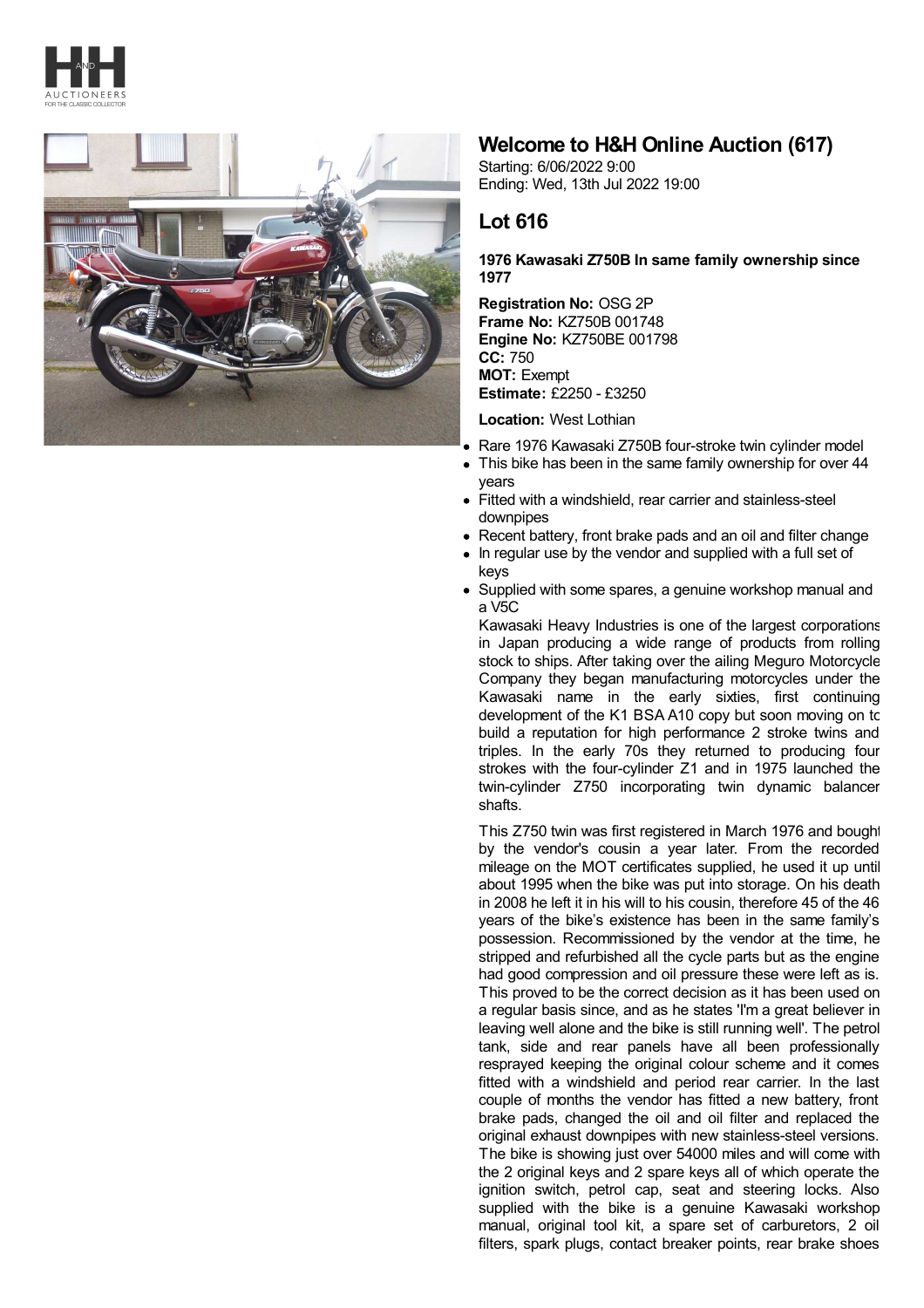# Welcome to H&H Online Auction (617)

Starting: 6/06/2022 9:00
Ending: Wed, 13th Jul 2022 19:00

## Lot 616

**1976 Kawasaki Z750B In same family ownership since 1977**

**Registration No:** OSG 2P
**Frame No:** KZ750B 001748
**Engine No:** KZ750BE 001798
**CC:** 750
**MOT:** Exempt
**Estimate:** £2250 - £3250

**Location:** West Lothian

- Rare 1976 Kawasaki Z750B four-stroke twin cylinder model
- This bike has been in the same family ownership for over 44 years
- Fitted with a windshield, rear carrier and stainless-steel downpipes
- Recent battery, front brake pads and an oil and filter change
- In regular use by the vendor and supplied with a full set of keys
- Supplied with some spares, a genuine workshop manual and a V5C

Kawasaki Heavy Industries is one of the largest corporations in Japan producing a wide range of products from rolling stock to ships. After taking over the ailing Meguro Motorcycle Company they began manufacturing motorcycles under the Kawasaki name in the early sixties, first continuing development of the K1 BSA A10 copy but soon moving on to build a reputation for high performance 2 stroke twins and triples. In the early 70s they returned to producing four strokes with the four-cylinder Z1 and in 1975 launched the twin-cylinder Z750 incorporating twin dynamic balancer shafts.

This Z750 twin was first registered in March 1976 and bought by the vendor's cousin a year later. From the recorded mileage on the MOT certificates supplied, he used it up until about 1995 when the bike was put into storage. On his death in 2008 he left it in his will to his cousin, therefore 45 of the 46 years of the bike's existence has been in the same family's possession. Recommissioned by the vendor at the time, he stripped and refurbished all the cycle parts but as the engine had good compression and oil pressure these were left as is. This proved to be the correct decision as it has been used on a regular basis since, and as he states 'I'm a great believer in leaving well alone and the bike is still running well'. The petrol tank, side and rear panels have all been professionally resprayed keeping the original colour scheme and it comes fitted with a windshield and period rear carrier. In the last couple of months the vendor has fitted a new battery, front brake pads, changed the oil and oil filter and replaced the original exhaust downpipes with new stainless-steel versions. The bike is showing just over 54000 miles and will come with the 2 original keys and 2 spare keys all of which operate the ignition switch, petrol cap, seat and steering locks. Also supplied with the bike is a genuine Kawasaki workshop manual, original tool kit, a spare set of carburetors, 2 oil filters, spark plugs, contact breaker points, rear brake shoes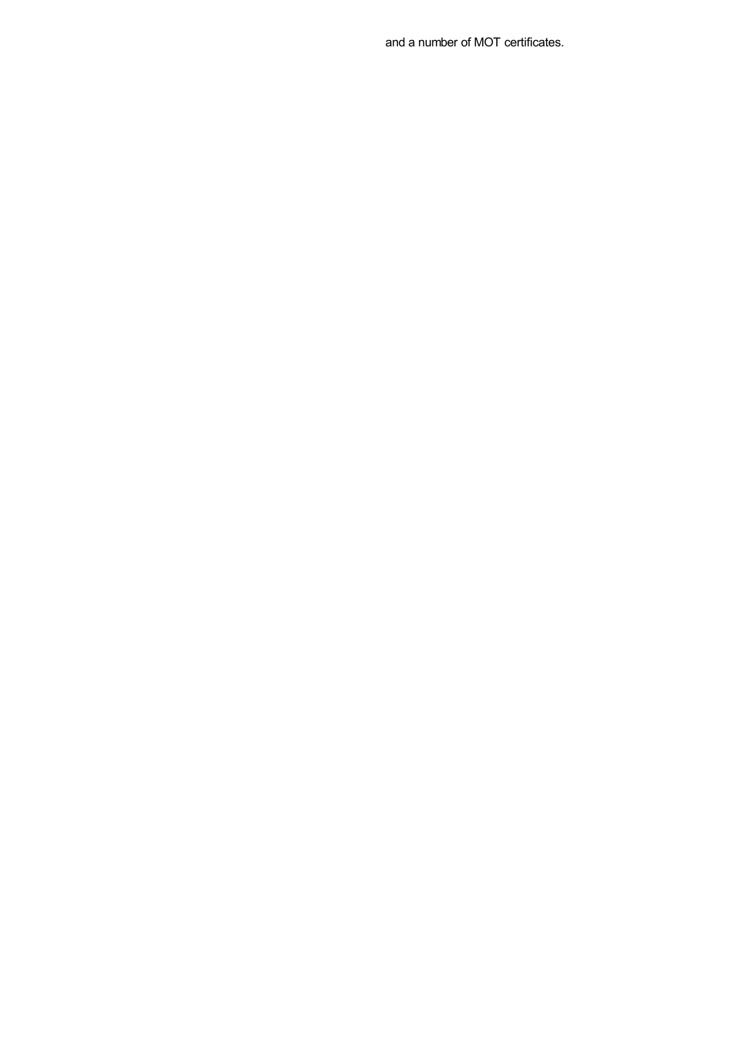and a number of MOT certificates.